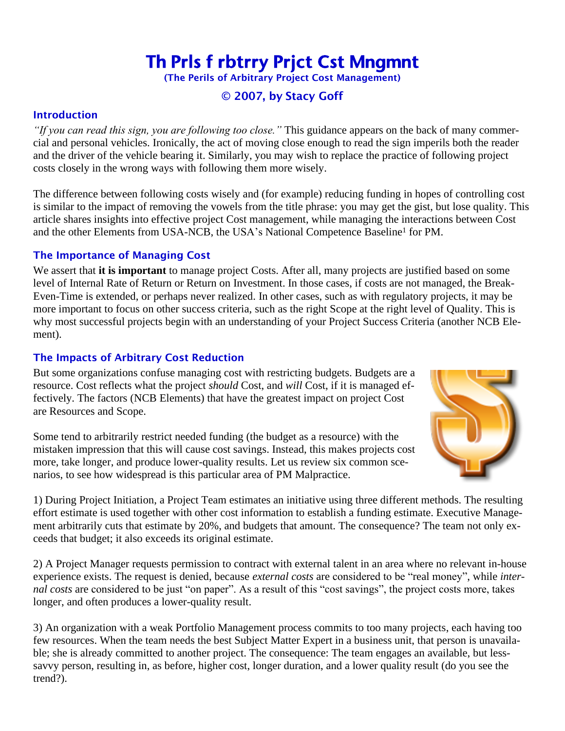# Th Prls f rbtrry Prjct Cst Mngmnt

(The Perils of Arbitrary Project Cost Management)

© 2007, by Stacy Goff

## Introduction

*"If you can read this sign, you are following too close."* This guidance appears on the back of many commercial and personal vehicles. Ironically, the act of moving close enough to read the sign imperils both the reader and the driver of the vehicle bearing it. Similarly, you may wish to replace the practice of following project costs closely in the wrong ways with following them more wisely.

The difference between following costs wisely and (for example) reducing funding in hopes of controlling cost is similar to the impact of removing the vowels from the title phrase: you may get the gist, but lose quality. This article shares insights into effective project Cost management, while managing the interactions between Cost and the other Elements from USA-NCB, the USA's National Competence Baseline[1] for PM.

## The Importance of Managing Cost

We assert that **it is important** to manage project Costs. After all, many projects are justified based on some level of Internal Rate of Return or Return on Investment. In those cases, if costs are not managed, the Break-Even-Time is extended, or perhaps never realized. In other cases, such as with regulatory projects, it may be more important to focus on other success criteria, such as the right Scope at the right level of Quality. This is why most successful projects begin with an understanding of your Project Success Criteria (another NCB Element).

## The Impacts of Arbitrary Cost Reduction

But some organizations confuse managing cost with restricting budgets. Budgets are a resource. Cost reflects what the project *should* Cost, and *will* Cost, if it is managed effectively. The factors (NCB Elements) that have the greatest impact on project Cost are Resources and Scope.

Some tend to arbitrarily restrict needed funding (the budget as a resource) with the mistaken impression that this will cause cost savings. Instead, this makes projects cost more, take longer, and produce lower-quality results. Let us review six common scenarios, to see how widespread is this particular area of PM Malpractice.

1) During Project Initiation, a Project Team estimates an initiative using three different methods. The resulting effort estimate is used together with other cost information to establish a funding estimate. Executive Management arbitrarily cuts that estimate by 20%, and budgets that amount. The consequence? The team not only exceeds that budget; it also exceeds its original estimate.

2) A Project Manager requests permission to contract with external talent in an area where no relevant in-house experience exists. The request is denied, because *external costs* are considered to be "real money", while *internal costs* are considered to be just "on paper". As a result of this "cost savings", the project costs more, takes longer, and often produces a lower-quality result.

3) An organization with a weak Portfolio Management process commits to too many projects, each having too few resources. When the team needs the best Subject Matter Expert in a business unit, that person is unavailable; she is already committed to another project. The consequence: The team engages an available, but less-savvy person, resulting in, as before, higher cost, longer duration, and a lower quality result (do you see the trend?).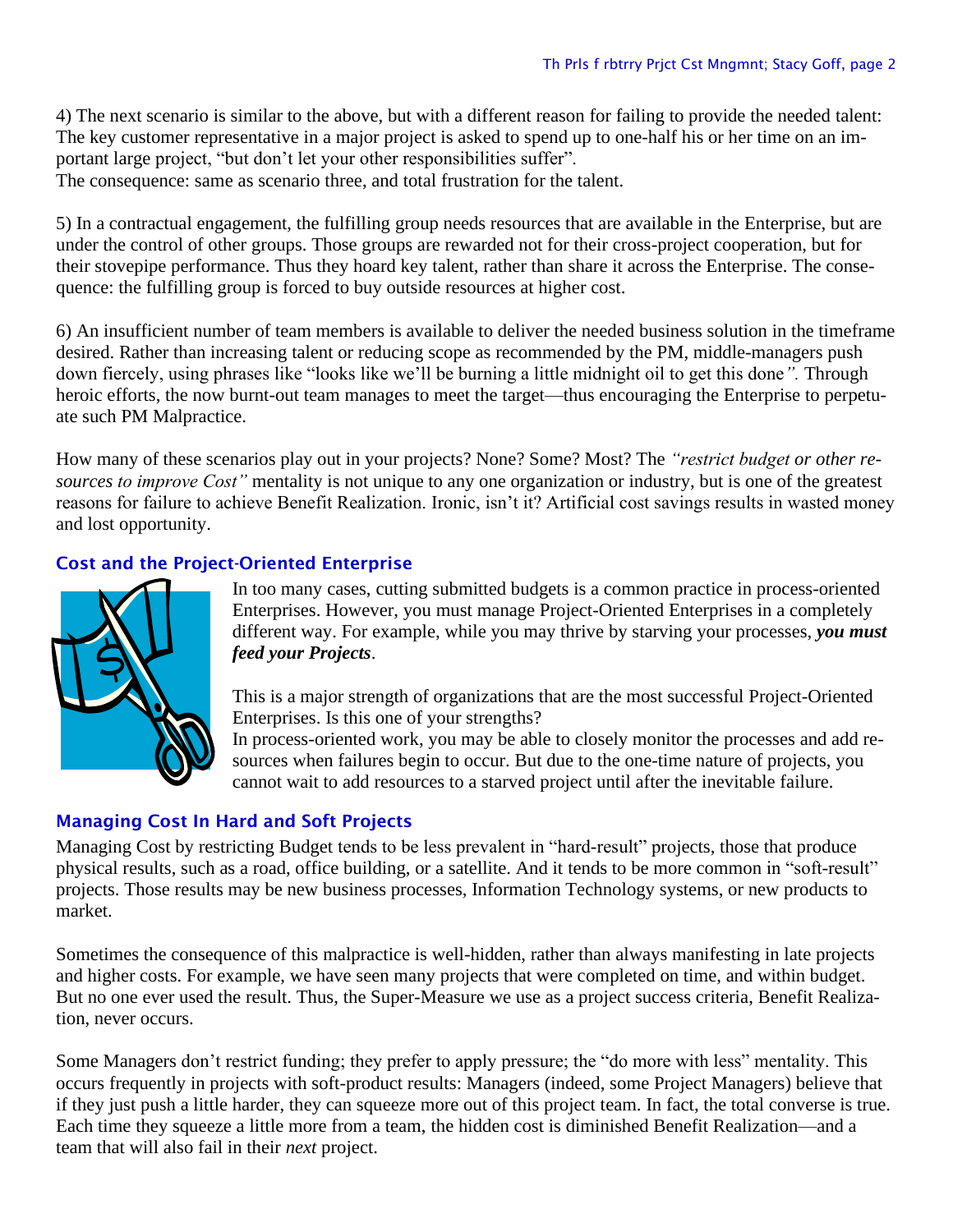4) The next scenario is similar to the above, but with a different reason for failing to provide the needed talent: The key customer representative in a major project is asked to spend up to one-half his or her time on an important large project, "but don't let your other responsibilities suffer".
The consequence: same as scenario three, and total frustration for the talent.

5) In a contractual engagement, the fulfilling group needs resources that are available in the Enterprise, but are under the control of other groups. Those groups are rewarded not for their cross-project cooperation, but for their stovepipe performance. Thus they hoard key talent, rather than share it across the Enterprise. The consequence: the fulfilling group is forced to buy outside resources at higher cost.

6) An insufficient number of team members is available to deliver the needed business solution in the timeframe desired. Rather than increasing talent or reducing scope as recommended by the PM, middle-managers push down fiercely, using phrases like "looks like we'll be burning a little midnight oil to get this done*".* Through heroic efforts, the now burnt-out team manages to meet the target—thus encouraging the Enterprise to perpetuate such PM Malpractice.

How many of these scenarios play out in your projects? None? Some? Most? The *"restrict budget or other resources to improve Cost"* mentality is not unique to any one organization or industry, but is one of the greatest reasons for failure to achieve Benefit Realization. Ironic, isn't it? Artificial cost savings results in wasted money and lost opportunity.

## Cost and the Project-Oriented Enterprise

In too many cases, cutting submitted budgets is a common practice in process-oriented Enterprises. However, you must manage Project-Oriented Enterprises in a completely different way. For example, while you may thrive by starving your processes, ***you must feed your Projects***.

This is a major strength of organizations that are the most successful Project-Oriented Enterprises. Is this one of your strengths?
In process-oriented work, you may be able to closely monitor the processes and add resources when failures begin to occur. But due to the one-time nature of projects, you cannot wait to add resources to a starved project until after the inevitable failure.

## Managing Cost In Hard and Soft Projects

Managing Cost by restricting Budget tends to be less prevalent in "hard-result" projects, those that produce physical results, such as a road, office building, or a satellite. And it tends to be more common in "soft-result" projects. Those results may be new business processes, Information Technology systems, or new products to market.

Sometimes the consequence of this malpractice is well-hidden, rather than always manifesting in late projects and higher costs. For example, we have seen many projects that were completed on time, and within budget. But no one ever used the result. Thus, the Super-Measure we use as a project success criteria, Benefit Realization, never occurs.

Some Managers don't restrict funding; they prefer to apply pressure; the "do more with less" mentality. This occurs frequently in projects with soft-product results: Managers (indeed, some Project Managers) believe that if they just push a little harder, they can squeeze more out of this project team. In fact, the total converse is true. Each time they squeeze a little more from a team, the hidden cost is diminished Benefit Realization—and a team that will also fail in their *next* project.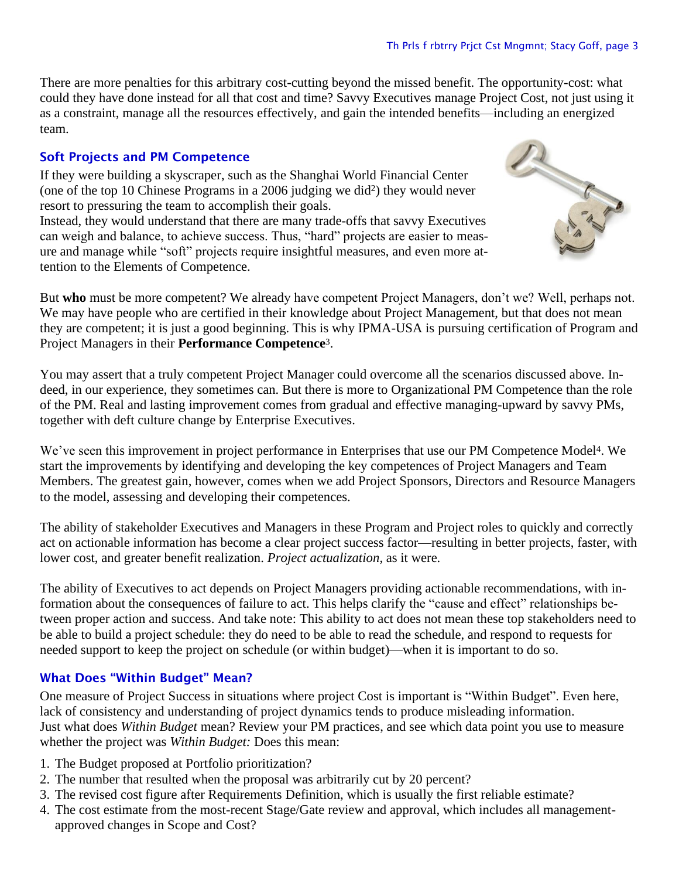There are more penalties for this arbitrary cost-cutting beyond the missed benefit. The opportunity-cost: what could they have done instead for all that cost and time? Savvy Executives manage Project Cost, not just using it as a constraint, manage all the resources effectively, and gain the intended benefits—including an energized team.

### Soft Projects and PM Competence

If they were building a skyscraper, such as the Shanghai World Financial Center (one of the top 10 Chinese Programs in a 2006 judging we did[2]) they would never resort to pressuring the team to accomplish their goals.
Instead, they would understand that there are many trade-offs that savvy Executives can weigh and balance, to achieve success. Thus, "hard" projects are easier to measure and manage while "soft" projects require insightful measures, and even more attention to the Elements of Competence.

But **who** must be more competent? We already have competent Project Managers, don't we? Well, perhaps not. We may have people who are certified in their knowledge about Project Management, but that does not mean they are competent; it is just a good beginning. This is why IPMA-USA is pursuing certification of Program and Project Managers in their **Performance Competence**[3].

You may assert that a truly competent Project Manager could overcome all the scenarios discussed above. Indeed, in our experience, they sometimes can. But there is more to Organizational PM Competence than the role of the PM. Real and lasting improvement comes from gradual and effective managing-upward by savvy PMs, together with deft culture change by Enterprise Executives.

We've seen this improvement in project performance in Enterprises that use our PM Competence Model[4]. We start the improvements by identifying and developing the key competences of Project Managers and Team Members. The greatest gain, however, comes when we add Project Sponsors, Directors and Resource Managers to the model, assessing and developing their competences.

The ability of stakeholder Executives and Managers in these Program and Project roles to quickly and correctly act on actionable information has become a clear project success factor—resulting in better projects, faster, with lower cost, and greater benefit realization. *Project actualization*, as it were.

The ability of Executives to act depends on Project Managers providing actionable recommendations, with information about the consequences of failure to act. This helps clarify the "cause and effect" relationships between proper action and success. And take note: This ability to act does not mean these top stakeholders need to be able to build a project schedule: they do need to be able to read the schedule, and respond to requests for needed support to keep the project on schedule (or within budget)—when it is important to do so.

### What Does "Within Budget" Mean?

One measure of Project Success in situations where project Cost is important is "Within Budget". Even here, lack of consistency and understanding of project dynamics tends to produce misleading information.
Just what does *Within Budget* mean? Review your PM practices, and see which data point you use to measure whether the project was *Within Budget:* Does this mean:

1. The Budget proposed at Portfolio prioritization?
2. The number that resulted when the proposal was arbitrarily cut by 20 percent?
3. The revised cost figure after Requirements Definition, which is usually the first reliable estimate?
4. The cost estimate from the most-recent Stage/Gate review and approval, which includes all management-approved changes in Scope and Cost?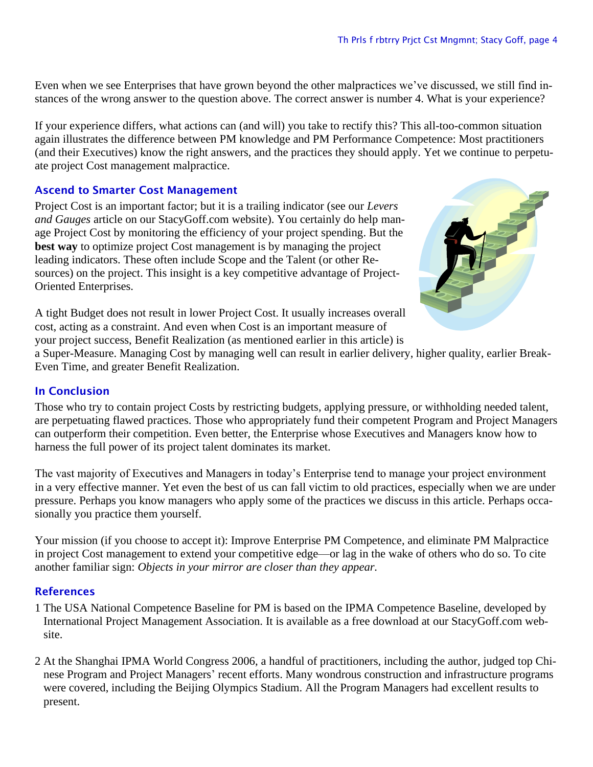Even when we see Enterprises that have grown beyond the other malpractices we've discussed, we still find instances of the wrong answer to the question above. The correct answer is number 4. What is your experience?

If your experience differs, what actions can (and will) you take to rectify this? This all-too-common situation again illustrates the difference between PM knowledge and PM Performance Competence: Most practitioners (and their Executives) know the right answers, and the practices they should apply. Yet we continue to perpetuate project Cost management malpractice.

## Ascend to Smarter Cost Management

Project Cost is an important factor; but it is a trailing indicator (see our *Levers and Gauges* article on our StacyGoff.com website). You certainly do help manage Project Cost by monitoring the efficiency of your project spending. But the **best way** to optimize project Cost management is by managing the project leading indicators. These often include Scope and the Talent (or other Resources) on the project. This insight is a key competitive advantage of Project-Oriented Enterprises.

A tight Budget does not result in lower Project Cost. It usually increases overall cost, acting as a constraint. And even when Cost is an important measure of your project success, Benefit Realization (as mentioned earlier in this article) is a Super-Measure. Managing Cost by managing well can result in earlier delivery, higher quality, earlier Break-Even Time, and greater Benefit Realization.

## In Conclusion

Those who try to contain project Costs by restricting budgets, applying pressure, or withholding needed talent, are perpetuating flawed practices. Those who appropriately fund their competent Program and Project Managers can outperform their competition. Even better, the Enterprise whose Executives and Managers know how to harness the full power of its project talent dominates its market.

The vast majority of Executives and Managers in today's Enterprise tend to manage your project environment in a very effective manner. Yet even the best of us can fall victim to old practices, especially when we are under pressure. Perhaps you know managers who apply some of the practices we discuss in this article. Perhaps occasionally you practice them yourself.

Your mission (if you choose to accept it): Improve Enterprise PM Competence, and eliminate PM Malpractice in project Cost management to extend your competitive edge—or lag in the wake of others who do so. To cite another familiar sign: *Objects in your mirror are closer than they appear.*

## References

1 The USA National Competence Baseline for PM is based on the IPMA Competence Baseline, developed by International Project Management Association. It is available as a free download at our StacyGoff.com website.

2 At the Shanghai IPMA World Congress 2006, a handful of practitioners, including the author, judged top Chinese Program and Project Managers' recent efforts. Many wondrous construction and infrastructure programs were covered, including the Beijing Olympics Stadium. All the Program Managers had excellent results to present.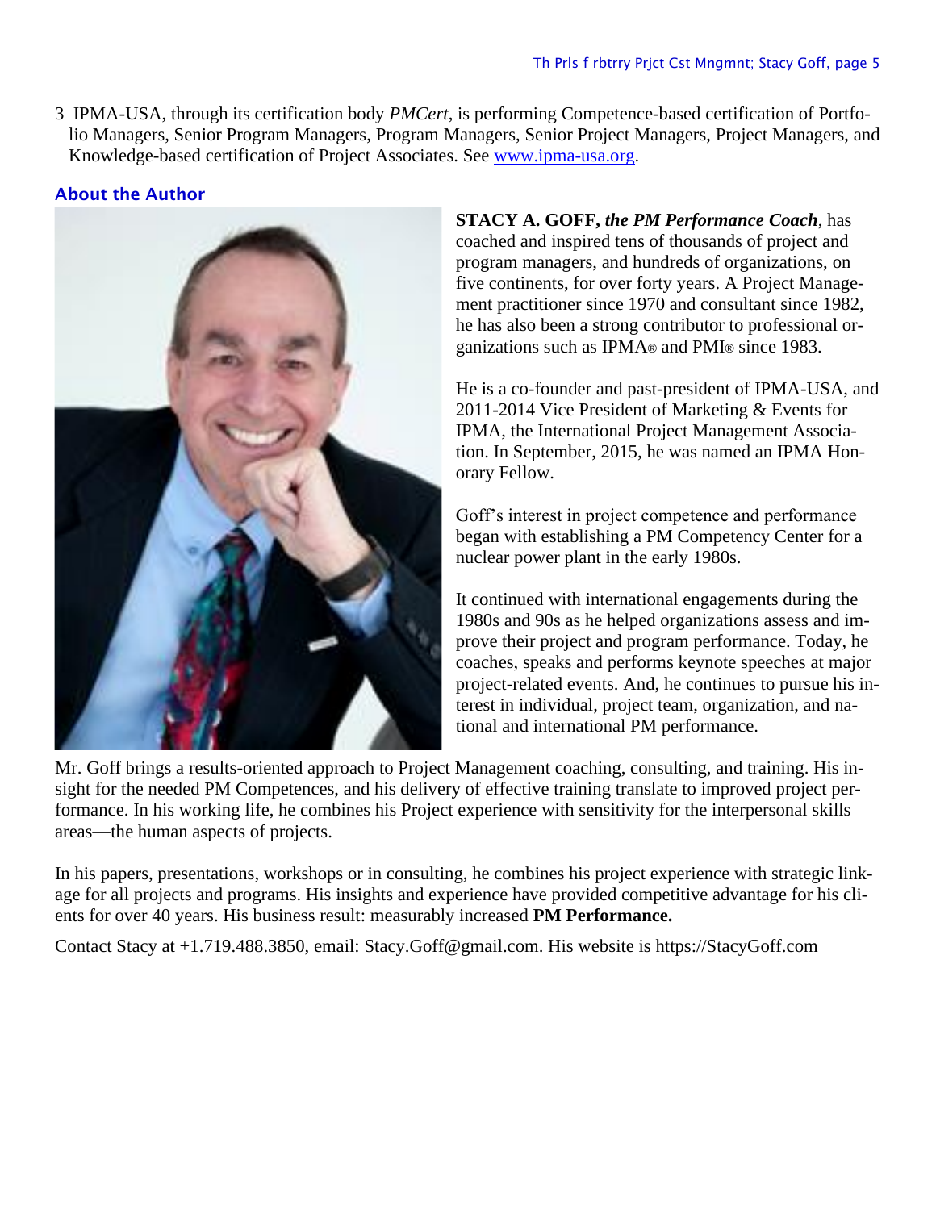3 IPMA-USA, through its certification body *PMCert*, is performing Competence-based certification of Portfolio Managers, Senior Program Managers, Program Managers, Senior Project Managers, Project Managers, and Knowledge-based certification of Project Associates. See [www.ipma-usa.org](http://www.ipma-usa.org).

## About the Author

**STACY A. GOFF,** ***the PM Performance Coach***, has coached and inspired tens of thousands of project and program managers, and hundreds of organizations, on five continents, for over forty years. A Project Management practitioner since 1970 and consultant since 1982, he has also been a strong contributor to professional organizations such as IPMA® and PMI® since 1983.

He is a co-founder and past-president of IPMA-USA, and 2011-2014 Vice President of Marketing & Events for IPMA, the International Project Management Association. In September, 2015, he was named an IPMA Honorary Fellow.

Goff's interest in project competence and performance began with establishing a PM Competency Center for a nuclear power plant in the early 1980s.

It continued with international engagements during the 1980s and 90s as he helped organizations assess and improve their project and program performance. Today, he coaches, speaks and performs keynote speeches at major project-related events. And, he continues to pursue his interest in individual, project team, organization, and national and international PM performance.

Mr. Goff brings a results-oriented approach to Project Management coaching, consulting, and training. His insight for the needed PM Competences, and his delivery of effective training translate to improved project performance. In his working life, he combines his Project experience with sensitivity for the interpersonal skills areas—the human aspects of projects.

In his papers, presentations, workshops or in consulting, he combines his project experience with strategic linkage for all projects and programs. His insights and experience have provided competitive advantage for his clients for over 40 years. His business result: measurably increased **PM Performance.**

Contact Stacy at +1.719.488.3850, email: Stacy.Goff@gmail.com. His website is https://StacyGoff.com